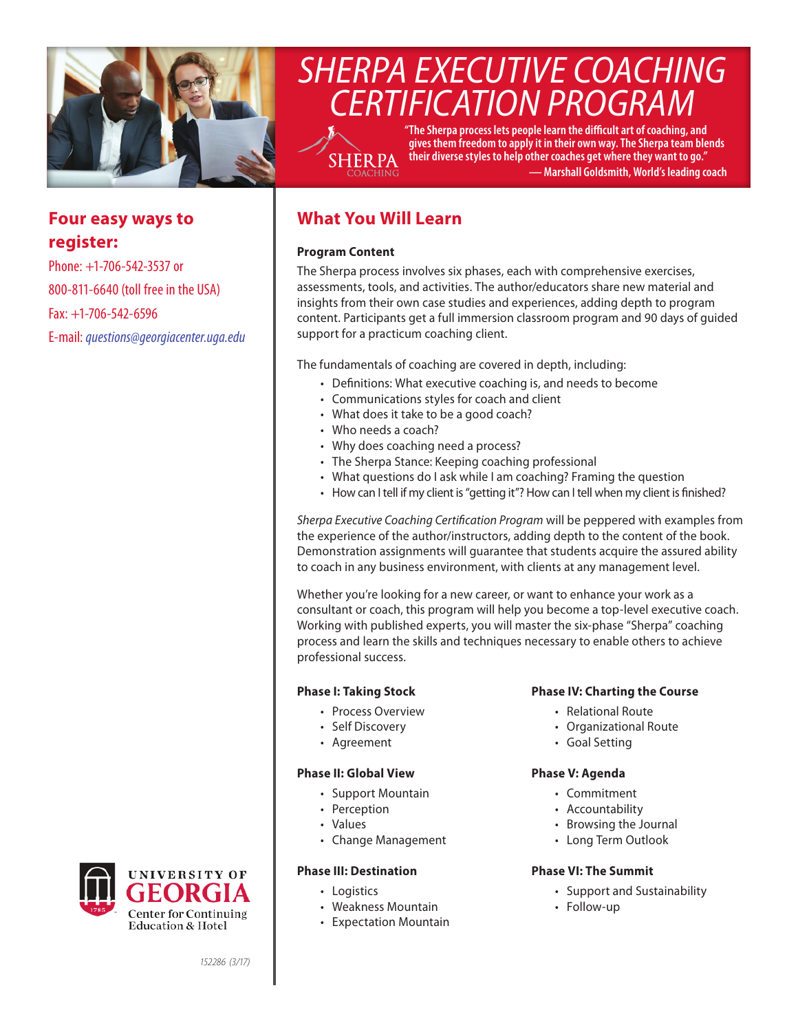# SHERPA EXECUTIVE COACHING CERTIFICATION PROGRAM

SHERPA COACHING

"The Sherpa process lets people learn the difficult art of coaching, and gives them freedom to apply it in their own way. The Sherpa team blends their diverse styles to help other coaches get where they want to go."
— Marshall Goldsmith, World's leading coach

## Four easy ways to register:

Phone: +1-706-542-3537 or
800-811-6640 (toll free in the USA)
Fax: +1-706-542-6596
E-mail: *questions@georgiacenter.uga.edu*

## What You Will Learn

### Program Content

The Sherpa process involves six phases, each with comprehensive exercises, assessments, tools, and activities. The author/educators share new material and insights from their own case studies and experiences, adding depth to program content. Participants get a full immersion classroom program and 90 days of guided support for a practicum coaching client.

The fundamentals of coaching are covered in depth, including:

- Definitions: What executive coaching is, and needs to become
- Communications styles for coach and client
- What does it take to be a good coach?
- Who needs a coach?
- Why does coaching need a process?
- The Sherpa Stance: Keeping coaching professional
- What questions do I ask while I am coaching? Framing the question
- How can I tell if my client is "getting it"? How can I tell when my client is finished?

*Sherpa Executive Coaching Certification Program* will be peppered with examples from the experience of the author/instructors, adding depth to the content of the book. Demonstration assignments will guarantee that students acquire the assured ability to coach in any business environment, with clients at any management level.

Whether you're looking for a new career, or want to enhance your work as a consultant or coach, this program will help you become a top-level executive coach. Working with published experts, you will master the six-phase "Sherpa" coaching process and learn the skills and techniques necessary to enable others to achieve professional success.

### Phase I: Taking Stock

- Process Overview
- Self Discovery
- Agreement

### Phase II: Global View

- Support Mountain
- Perception
- Values
- Change Management

### Phase III: Destination

- Logistics
- Weakness Mountain
- Expectation Mountain

### Phase IV: Charting the Course

- Relational Route
- Organizational Route
- Goal Setting

### Phase V: Agenda

- Commitment
- Accountability
- Browsing the Journal
- Long Term Outlook

### Phase VI: The Summit

- Support and Sustainability
- Follow-up

UNIVERSITY OF GEORGIA
Center for Continuing Education & Hotel

*152286 (3/17)*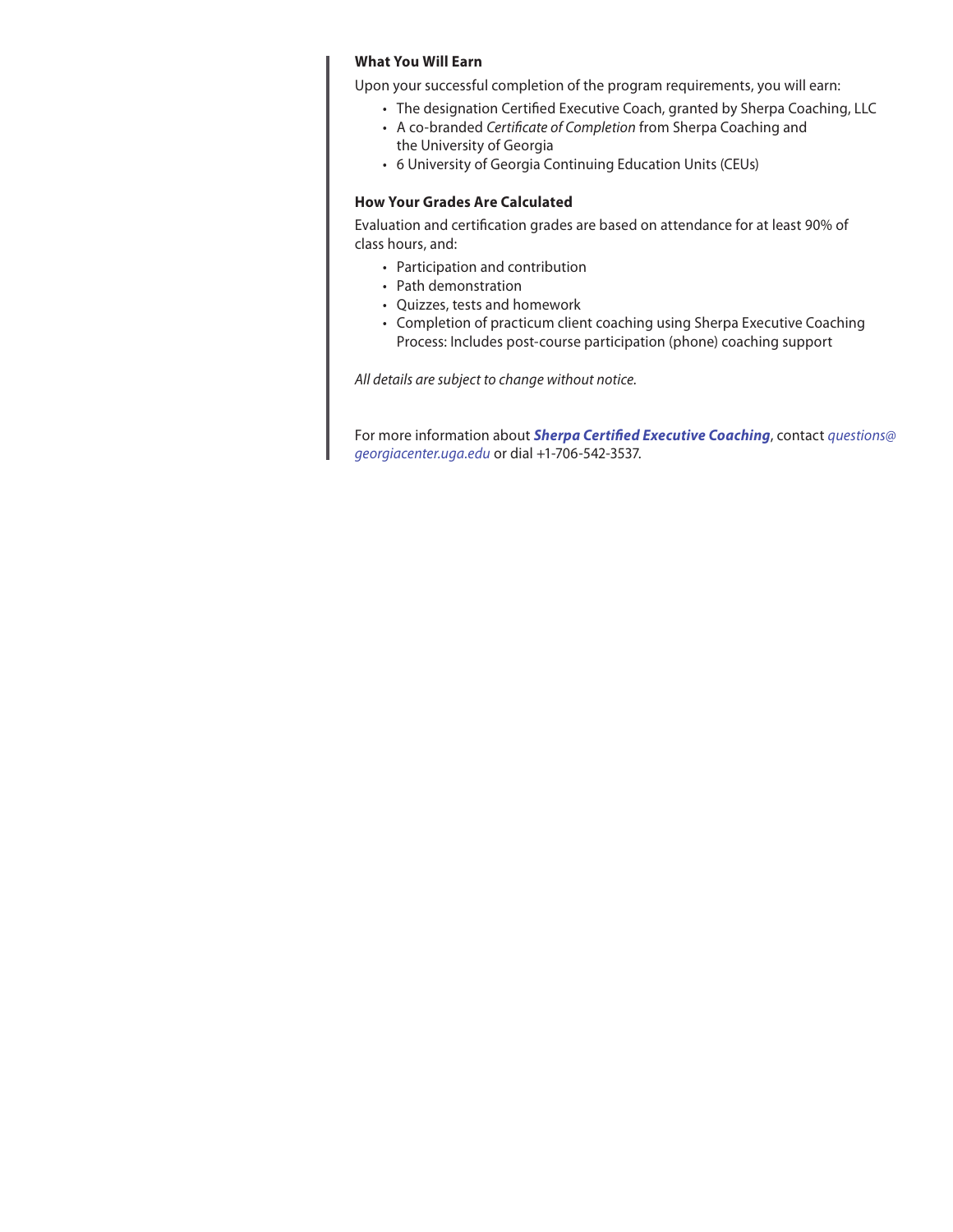### What You Will Earn

Upon your successful completion of the program requirements, you will earn:

- The designation Certified Executive Coach, granted by Sherpa Coaching, LLC
- A co-branded *Certificate of Completion* from Sherpa Coaching and the University of Georgia
- 6 University of Georgia Continuing Education Units (CEUs)

### How Your Grades Are Calculated

Evaluation and certification grades are based on attendance for at least 90% of class hours, and:

- Participation and contribution
- Path demonstration
- Quizzes, tests and homework
- Completion of practicum client coaching using Sherpa Executive Coaching Process: Includes post-course participation (phone) coaching support

*All details are subject to change without notice.*

For more information about ***Sherpa Certified Executive Coaching***, contact *questions@georgiacenter.uga.edu* or dial +1-706-542-3537.